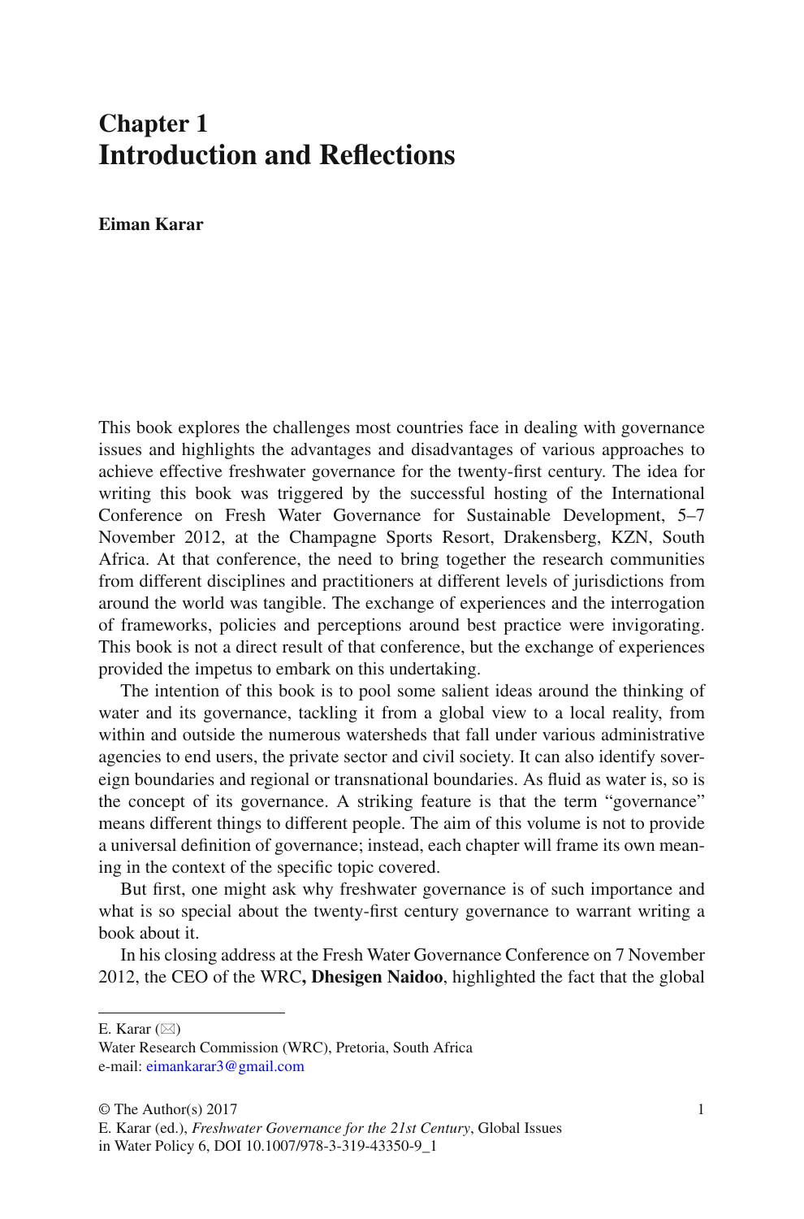# Chapter 1
# Introduction and Reflections

**Eiman Karar**

This book explores the challenges most countries face in dealing with governance issues and highlights the advantages and disadvantages of various approaches to achieve effective freshwater governance for the twenty-first century. The idea for writing this book was triggered by the successful hosting of the International Conference on Fresh Water Governance for Sustainable Development, 5–7 November 2012, at the Champagne Sports Resort, Drakensberg, KZN, South Africa. At that conference, the need to bring together the research communities from different disciplines and practitioners at different levels of jurisdictions from around the world was tangible. The exchange of experiences and the interrogation of frameworks, policies and perceptions around best practice were invigorating. This book is not a direct result of that conference, but the exchange of experiences provided the impetus to embark on this undertaking.

The intention of this book is to pool some salient ideas around the thinking of water and its governance, tackling it from a global view to a local reality, from within and outside the numerous watersheds that fall under various administrative agencies to end users, the private sector and civil society. It can also identify sovereign boundaries and regional or transnational boundaries. As fluid as water is, so is the concept of its governance. A striking feature is that the term "governance" means different things to different people. The aim of this volume is not to provide a universal definition of governance; instead, each chapter will frame its own meaning in the context of the specific topic covered.

But first, one might ask why freshwater governance is of such importance and what is so special about the twenty-first century governance to warrant writing a book about it.

In his closing address at the Fresh Water Governance Conference on 7 November 2012, the CEO of the WRC**, Dhesigen Naidoo**, highlighted the fact that the global

---

E. Karar (✉)
Water Research Commission (WRC), Pretoria, South Africa
e-mail: eimankarar3@gmail.com

© The Author(s) 2017
E. Karar (ed.), *Freshwater Governance for the 21st Century*, Global Issues in Water Policy 6, DOI 10.1007/978-3-319-43350-9_1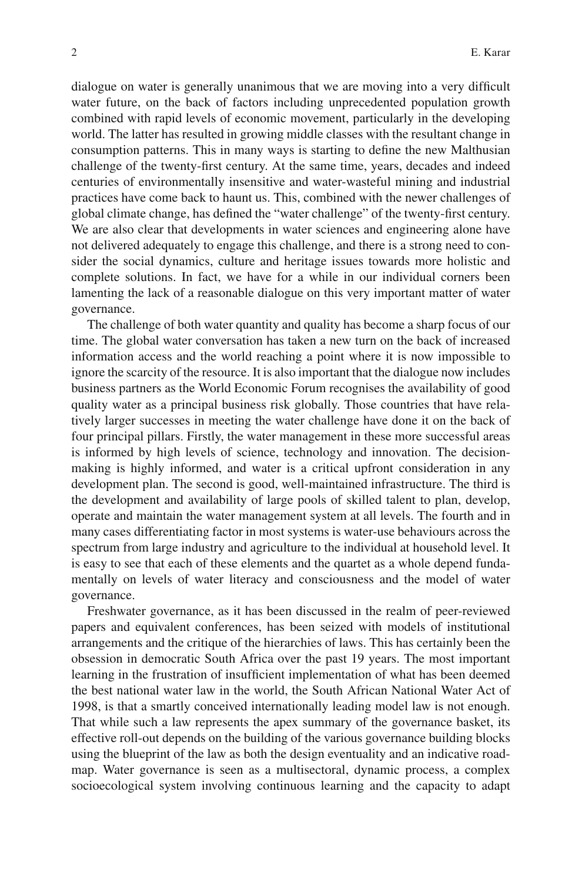dialogue on water is generally unanimous that we are moving into a very difficult water future, on the back of factors including unprecedented population growth combined with rapid levels of economic movement, particularly in the developing world. The latter has resulted in growing middle classes with the resultant change in consumption patterns. This in many ways is starting to define the new Malthusian challenge of the twenty-first century. At the same time, years, decades and indeed centuries of environmentally insensitive and water-wasteful mining and industrial practices have come back to haunt us. This, combined with the newer challenges of global climate change, has defined the "water challenge" of the twenty-first century. We are also clear that developments in water sciences and engineering alone have not delivered adequately to engage this challenge, and there is a strong need to consider the social dynamics, culture and heritage issues towards more holistic and complete solutions. In fact, we have for a while in our individual corners been lamenting the lack of a reasonable dialogue on this very important matter of water governance.

The challenge of both water quantity and quality has become a sharp focus of our time. The global water conversation has taken a new turn on the back of increased information access and the world reaching a point where it is now impossible to ignore the scarcity of the resource. It is also important that the dialogue now includes business partners as the World Economic Forum recognises the availability of good quality water as a principal business risk globally. Those countries that have relatively larger successes in meeting the water challenge have done it on the back of four principal pillars. Firstly, the water management in these more successful areas is informed by high levels of science, technology and innovation. The decision-making is highly informed, and water is a critical upfront consideration in any development plan. The second is good, well-maintained infrastructure. The third is the development and availability of large pools of skilled talent to plan, develop, operate and maintain the water management system at all levels. The fourth and in many cases differentiating factor in most systems is water-use behaviours across the spectrum from large industry and agriculture to the individual at household level. It is easy to see that each of these elements and the quartet as a whole depend fundamentally on levels of water literacy and consciousness and the model of water governance.

Freshwater governance, as it has been discussed in the realm of peer-reviewed papers and equivalent conferences, has been seized with models of institutional arrangements and the critique of the hierarchies of laws. This has certainly been the obsession in democratic South Africa over the past 19 years. The most important learning in the frustration of insufficient implementation of what has been deemed the best national water law in the world, the South African National Water Act of 1998, is that a smartly conceived internationally leading model law is not enough. That while such a law represents the apex summary of the governance basket, its effective roll-out depends on the building of the various governance building blocks using the blueprint of the law as both the design eventuality and an indicative roadmap. Water governance is seen as a multisectoral, dynamic process, a complex socioecological system involving continuous learning and the capacity to adapt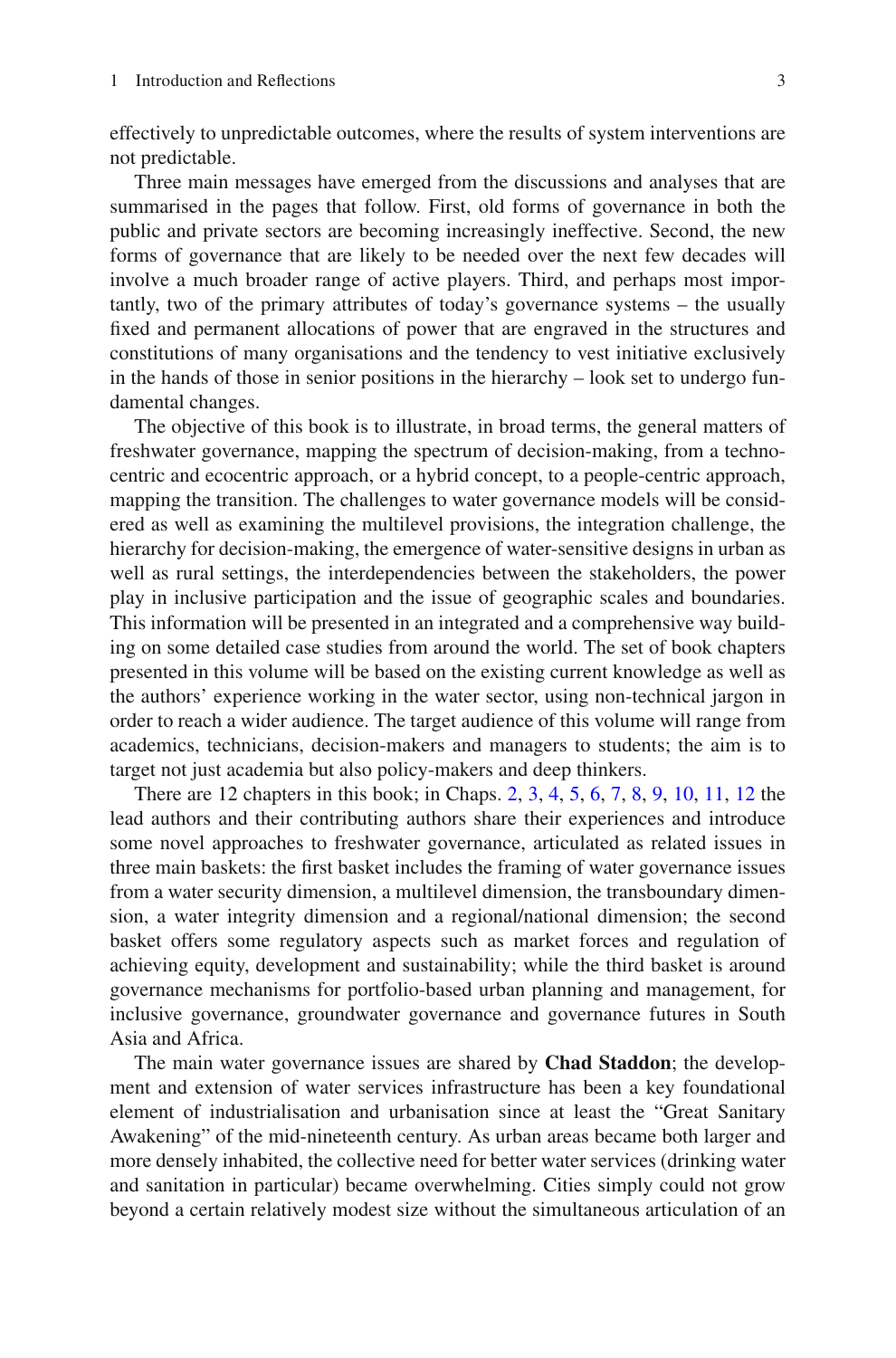effectively to unpredictable outcomes, where the results of system interventions are not predictable.

Three main messages have emerged from the discussions and analyses that are summarised in the pages that follow. First, old forms of governance in both the public and private sectors are becoming increasingly ineffective. Second, the new forms of governance that are likely to be needed over the next few decades will involve a much broader range of active players. Third, and perhaps most importantly, two of the primary attributes of today's governance systems – the usually fixed and permanent allocations of power that are engraved in the structures and constitutions of many organisations and the tendency to vest initiative exclusively in the hands of those in senior positions in the hierarchy – look set to undergo fundamental changes.

The objective of this book is to illustrate, in broad terms, the general matters of freshwater governance, mapping the spectrum of decision-making, from a techno-centric and ecocentric approach, or a hybrid concept, to a people-centric approach, mapping the transition. The challenges to water governance models will be considered as well as examining the multilevel provisions, the integration challenge, the hierarchy for decision-making, the emergence of water-sensitive designs in urban as well as rural settings, the interdependencies between the stakeholders, the power play in inclusive participation and the issue of geographic scales and boundaries. This information will be presented in an integrated and a comprehensive way building on some detailed case studies from around the world. The set of book chapters presented in this volume will be based on the existing current knowledge as well as the authors' experience working in the water sector, using non-technical jargon in order to reach a wider audience. The target audience of this volume will range from academics, technicians, decision-makers and managers to students; the aim is to target not just academia but also policy-makers and deep thinkers.

There are 12 chapters in this book; in Chaps. 2, 3, 4, 5, 6, 7, 8, 9, 10, 11, 12 the lead authors and their contributing authors share their experiences and introduce some novel approaches to freshwater governance, articulated as related issues in three main baskets: the first basket includes the framing of water governance issues from a water security dimension, a multilevel dimension, the transboundary dimension, a water integrity dimension and a regional/national dimension; the second basket offers some regulatory aspects such as market forces and regulation of achieving equity, development and sustainability; while the third basket is around governance mechanisms for portfolio-based urban planning and management, for inclusive governance, groundwater governance and governance futures in South Asia and Africa.

The main water governance issues are shared by **Chad Staddon**; the development and extension of water services infrastructure has been a key foundational element of industrialisation and urbanisation since at least the "Great Sanitary Awakening" of the mid-nineteenth century. As urban areas became both larger and more densely inhabited, the collective need for better water services (drinking water and sanitation in particular) became overwhelming. Cities simply could not grow beyond a certain relatively modest size without the simultaneous articulation of an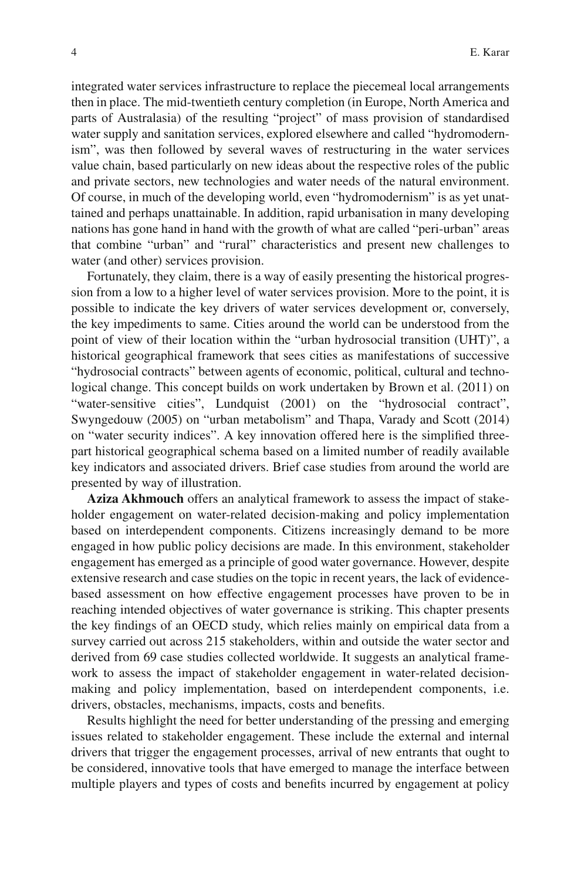integrated water services infrastructure to replace the piecemeal local arrangements then in place. The mid-twentieth century completion (in Europe, North America and parts of Australasia) of the resulting "project" of mass provision of standardised water supply and sanitation services, explored elsewhere and called "hydromodernism", was then followed by several waves of restructuring in the water services value chain, based particularly on new ideas about the respective roles of the public and private sectors, new technologies and water needs of the natural environment. Of course, in much of the developing world, even "hydromodernism" is as yet unattained and perhaps unattainable. In addition, rapid urbanisation in many developing nations has gone hand in hand with the growth of what are called "peri-urban" areas that combine "urban" and "rural" characteristics and present new challenges to water (and other) services provision.

Fortunately, they claim, there is a way of easily presenting the historical progression from a low to a higher level of water services provision. More to the point, it is possible to indicate the key drivers of water services development or, conversely, the key impediments to same. Cities around the world can be understood from the point of view of their location within the "urban hydrosocial transition (UHT)", a historical geographical framework that sees cities as manifestations of successive "hydrosocial contracts" between agents of economic, political, cultural and technological change. This concept builds on work undertaken by Brown et al. (2011) on "water-sensitive cities", Lundquist (2001) on the "hydrosocial contract", Swyngedouw (2005) on "urban metabolism" and Thapa, Varady and Scott (2014) on "water security indices". A key innovation offered here is the simplified three-part historical geographical schema based on a limited number of readily available key indicators and associated drivers. Brief case studies from around the world are presented by way of illustration.

**Aziza Akhmouch** offers an analytical framework to assess the impact of stakeholder engagement on water-related decision-making and policy implementation based on interdependent components. Citizens increasingly demand to be more engaged in how public policy decisions are made. In this environment, stakeholder engagement has emerged as a principle of good water governance. However, despite extensive research and case studies on the topic in recent years, the lack of evidence-based assessment on how effective engagement processes have proven to be in reaching intended objectives of water governance is striking. This chapter presents the key findings of an OECD study, which relies mainly on empirical data from a survey carried out across 215 stakeholders, within and outside the water sector and derived from 69 case studies collected worldwide. It suggests an analytical framework to assess the impact of stakeholder engagement in water-related decision-making and policy implementation, based on interdependent components, i.e. drivers, obstacles, mechanisms, impacts, costs and benefits.

Results highlight the need for better understanding of the pressing and emerging issues related to stakeholder engagement. These include the external and internal drivers that trigger the engagement processes, arrival of new entrants that ought to be considered, innovative tools that have emerged to manage the interface between multiple players and types of costs and benefits incurred by engagement at policy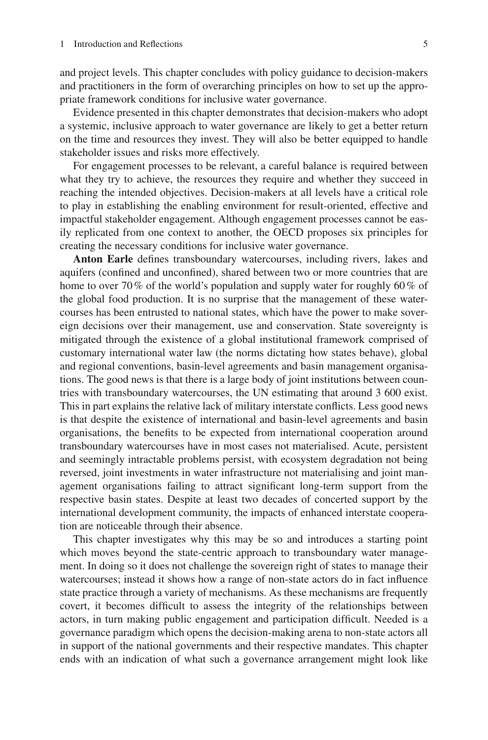and project levels. This chapter concludes with policy guidance to decision-makers and practitioners in the form of overarching principles on how to set up the appropriate framework conditions for inclusive water governance.

Evidence presented in this chapter demonstrates that decision-makers who adopt a systemic, inclusive approach to water governance are likely to get a better return on the time and resources they invest. They will also be better equipped to handle stakeholder issues and risks more effectively.

For engagement processes to be relevant, a careful balance is required between what they try to achieve, the resources they require and whether they succeed in reaching the intended objectives. Decision-makers at all levels have a critical role to play in establishing the enabling environment for result-oriented, effective and impactful stakeholder engagement. Although engagement processes cannot be easily replicated from one context to another, the OECD proposes six principles for creating the necessary conditions for inclusive water governance.

**Anton Earle** defines transboundary watercourses, including rivers, lakes and aquifers (confined and unconfined), shared between two or more countries that are home to over 70 % of the world's population and supply water for roughly 60 % of the global food production. It is no surprise that the management of these watercourses has been entrusted to national states, which have the power to make sovereign decisions over their management, use and conservation. State sovereignty is mitigated through the existence of a global institutional framework comprised of customary international water law (the norms dictating how states behave), global and regional conventions, basin-level agreements and basin management organisations. The good news is that there is a large body of joint institutions between countries with transboundary watercourses, the UN estimating that around 3 600 exist. This in part explains the relative lack of military interstate conflicts. Less good news is that despite the existence of international and basin-level agreements and basin organisations, the benefits to be expected from international cooperation around transboundary watercourses have in most cases not materialised. Acute, persistent and seemingly intractable problems persist, with ecosystem degradation not being reversed, joint investments in water infrastructure not materialising and joint management organisations failing to attract significant long-term support from the respective basin states. Despite at least two decades of concerted support by the international development community, the impacts of enhanced interstate cooperation are noticeable through their absence.

This chapter investigates why this may be so and introduces a starting point which moves beyond the state-centric approach to transboundary water management. In doing so it does not challenge the sovereign right of states to manage their watercourses; instead it shows how a range of non-state actors do in fact influence state practice through a variety of mechanisms. As these mechanisms are frequently covert, it becomes difficult to assess the integrity of the relationships between actors, in turn making public engagement and participation difficult. Needed is a governance paradigm which opens the decision-making arena to non-state actors all in support of the national governments and their respective mandates. This chapter ends with an indication of what such a governance arrangement might look like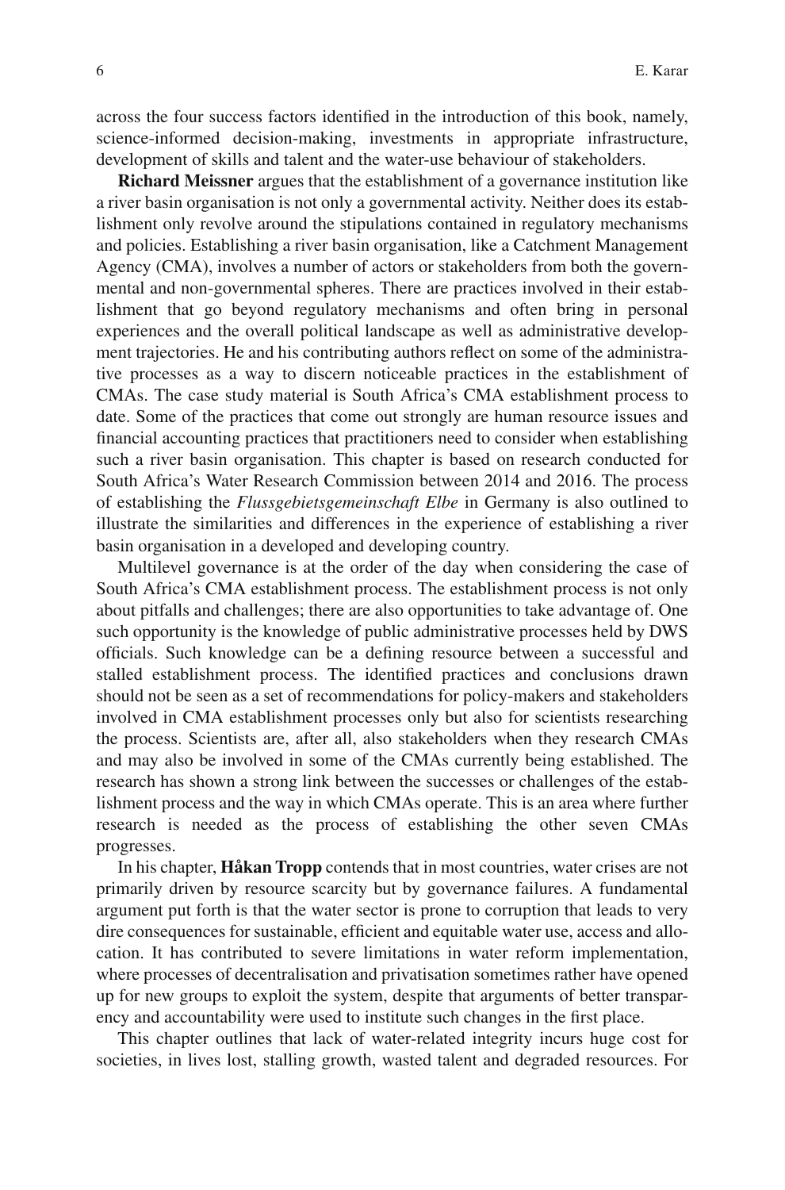across the four success factors identified in the introduction of this book, namely, science-informed decision-making, investments in appropriate infrastructure, development of skills and talent and the water-use behaviour of stakeholders.

**Richard Meissner** argues that the establishment of a governance institution like a river basin organisation is not only a governmental activity. Neither does its establishment only revolve around the stipulations contained in regulatory mechanisms and policies. Establishing a river basin organisation, like a Catchment Management Agency (CMA), involves a number of actors or stakeholders from both the governmental and non-governmental spheres. There are practices involved in their establishment that go beyond regulatory mechanisms and often bring in personal experiences and the overall political landscape as well as administrative development trajectories. He and his contributing authors reflect on some of the administrative processes as a way to discern noticeable practices in the establishment of CMAs. The case study material is South Africa's CMA establishment process to date. Some of the practices that come out strongly are human resource issues and financial accounting practices that practitioners need to consider when establishing such a river basin organisation. This chapter is based on research conducted for South Africa's Water Research Commission between 2014 and 2016. The process of establishing the *Flussgebietsgemeinschaft Elbe* in Germany is also outlined to illustrate the similarities and differences in the experience of establishing a river basin organisation in a developed and developing country.

Multilevel governance is at the order of the day when considering the case of South Africa's CMA establishment process. The establishment process is not only about pitfalls and challenges; there are also opportunities to take advantage of. One such opportunity is the knowledge of public administrative processes held by DWS officials. Such knowledge can be a defining resource between a successful and stalled establishment process. The identified practices and conclusions drawn should not be seen as a set of recommendations for policy-makers and stakeholders involved in CMA establishment processes only but also for scientists researching the process. Scientists are, after all, also stakeholders when they research CMAs and may also be involved in some of the CMAs currently being established. The research has shown a strong link between the successes or challenges of the establishment process and the way in which CMAs operate. This is an area where further research is needed as the process of establishing the other seven CMAs progresses.

In his chapter, **Håkan Tropp** contends that in most countries, water crises are not primarily driven by resource scarcity but by governance failures. A fundamental argument put forth is that the water sector is prone to corruption that leads to very dire consequences for sustainable, efficient and equitable water use, access and allocation. It has contributed to severe limitations in water reform implementation, where processes of decentralisation and privatisation sometimes rather have opened up for new groups to exploit the system, despite that arguments of better transparency and accountability were used to institute such changes in the first place.

This chapter outlines that lack of water-related integrity incurs huge cost for societies, in lives lost, stalling growth, wasted talent and degraded resources. For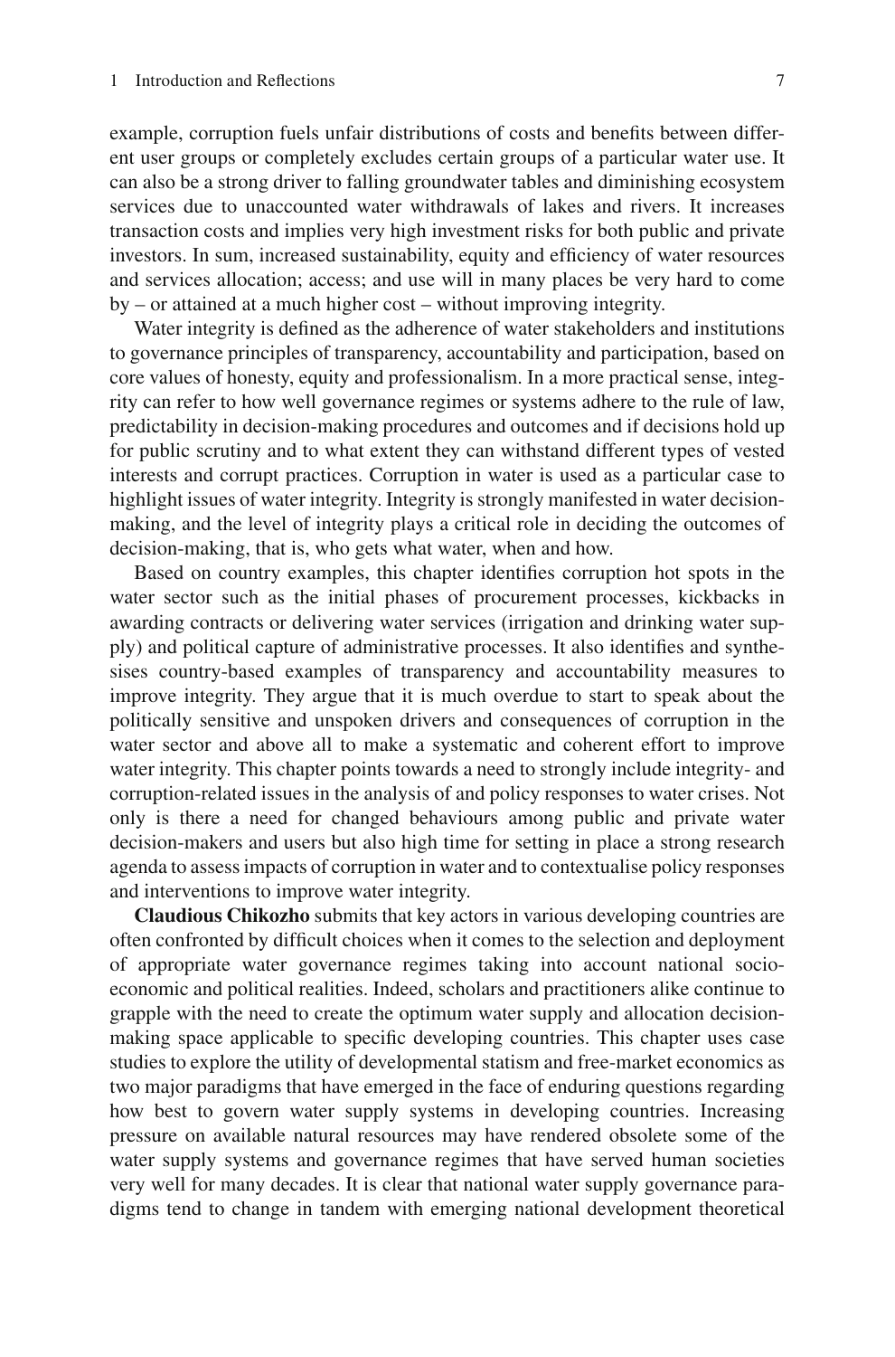example, corruption fuels unfair distributions of costs and benefits between different user groups or completely excludes certain groups of a particular water use. It can also be a strong driver to falling groundwater tables and diminishing ecosystem services due to unaccounted water withdrawals of lakes and rivers. It increases transaction costs and implies very high investment risks for both public and private investors. In sum, increased sustainability, equity and efficiency of water resources and services allocation; access; and use will in many places be very hard to come by – or attained at a much higher cost – without improving integrity.

Water integrity is defined as the adherence of water stakeholders and institutions to governance principles of transparency, accountability and participation, based on core values of honesty, equity and professionalism. In a more practical sense, integrity can refer to how well governance regimes or systems adhere to the rule of law, predictability in decision-making procedures and outcomes and if decisions hold up for public scrutiny and to what extent they can withstand different types of vested interests and corrupt practices. Corruption in water is used as a particular case to highlight issues of water integrity. Integrity is strongly manifested in water decision-making, and the level of integrity plays a critical role in deciding the outcomes of decision-making, that is, who gets what water, when and how.

Based on country examples, this chapter identifies corruption hot spots in the water sector such as the initial phases of procurement processes, kickbacks in awarding contracts or delivering water services (irrigation and drinking water supply) and political capture of administrative processes. It also identifies and synthesises country-based examples of transparency and accountability measures to improve integrity. They argue that it is much overdue to start to speak about the politically sensitive and unspoken drivers and consequences of corruption in the water sector and above all to make a systematic and coherent effort to improve water integrity. This chapter points towards a need to strongly include integrity- and corruption-related issues in the analysis of and policy responses to water crises. Not only is there a need for changed behaviours among public and private water decision-makers and users but also high time for setting in place a strong research agenda to assess impacts of corruption in water and to contextualise policy responses and interventions to improve water integrity.

**Claudious Chikozho** submits that key actors in various developing countries are often confronted by difficult choices when it comes to the selection and deployment of appropriate water governance regimes taking into account national socio-economic and political realities. Indeed, scholars and practitioners alike continue to grapple with the need to create the optimum water supply and allocation decision-making space applicable to specific developing countries. This chapter uses case studies to explore the utility of developmental statism and free-market economics as two major paradigms that have emerged in the face of enduring questions regarding how best to govern water supply systems in developing countries. Increasing pressure on available natural resources may have rendered obsolete some of the water supply systems and governance regimes that have served human societies very well for many decades. It is clear that national water supply governance paradigms tend to change in tandem with emerging national development theoretical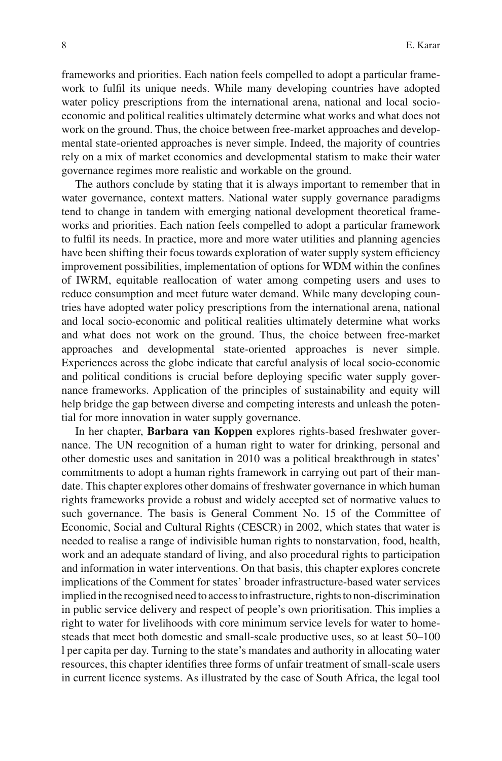frameworks and priorities. Each nation feels compelled to adopt a particular framework to fulfil its unique needs. While many developing countries have adopted water policy prescriptions from the international arena, national and local socio-economic and political realities ultimately determine what works and what does not work on the ground. Thus, the choice between free-market approaches and developmental state-oriented approaches is never simple. Indeed, the majority of countries rely on a mix of market economics and developmental statism to make their water governance regimes more realistic and workable on the ground.

The authors conclude by stating that it is always important to remember that in water governance, context matters. National water supply governance paradigms tend to change in tandem with emerging national development theoretical frameworks and priorities. Each nation feels compelled to adopt a particular framework to fulfil its needs. In practice, more and more water utilities and planning agencies have been shifting their focus towards exploration of water supply system efficiency improvement possibilities, implementation of options for WDM within the confines of IWRM, equitable reallocation of water among competing users and uses to reduce consumption and meet future water demand. While many developing countries have adopted water policy prescriptions from the international arena, national and local socio-economic and political realities ultimately determine what works and what does not work on the ground. Thus, the choice between free-market approaches and developmental state-oriented approaches is never simple. Experiences across the globe indicate that careful analysis of local socio-economic and political conditions is crucial before deploying specific water supply governance frameworks. Application of the principles of sustainability and equity will help bridge the gap between diverse and competing interests and unleash the potential for more innovation in water supply governance.

In her chapter, **Barbara van Koppen** explores rights-based freshwater governance. The UN recognition of a human right to water for drinking, personal and other domestic uses and sanitation in 2010 was a political breakthrough in states' commitments to adopt a human rights framework in carrying out part of their mandate. This chapter explores other domains of freshwater governance in which human rights frameworks provide a robust and widely accepted set of normative values to such governance. The basis is General Comment No. 15 of the Committee of Economic, Social and Cultural Rights (CESCR) in 2002, which states that water is needed to realise a range of indivisible human rights to nonstarvation, food, health, work and an adequate standard of living, and also procedural rights to participation and information in water interventions. On that basis, this chapter explores concrete implications of the Comment for states' broader infrastructure-based water services implied in the recognised need to access to infrastructure, rights to non-discrimination in public service delivery and respect of people's own prioritisation. This implies a right to water for livelihoods with core minimum service levels for water to homesteads that meet both domestic and small-scale productive uses, so at least 50–100 l per capita per day. Turning to the state's mandates and authority in allocating water resources, this chapter identifies three forms of unfair treatment of small-scale users in current licence systems. As illustrated by the case of South Africa, the legal tool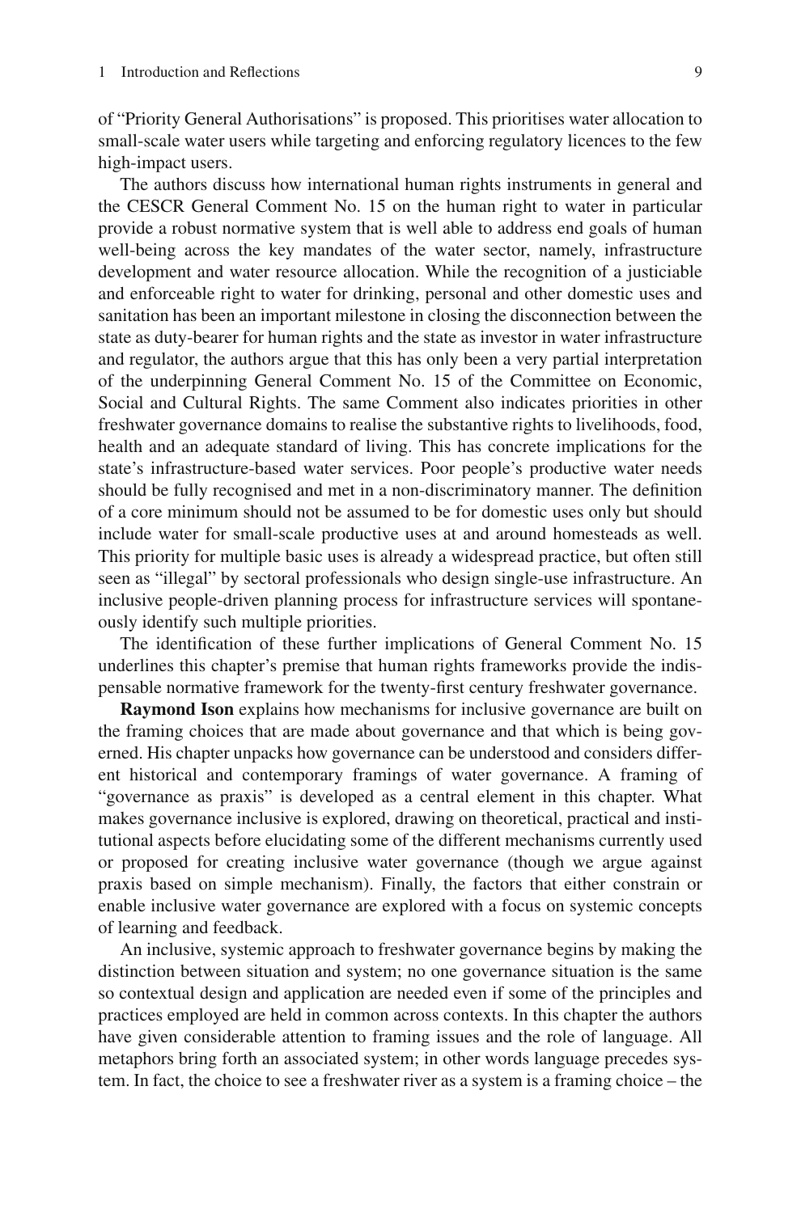of "Priority General Authorisations" is proposed. This prioritises water allocation to small-scale water users while targeting and enforcing regulatory licences to the few high-impact users.

The authors discuss how international human rights instruments in general and the CESCR General Comment No. 15 on the human right to water in particular provide a robust normative system that is well able to address end goals of human well-being across the key mandates of the water sector, namely, infrastructure development and water resource allocation. While the recognition of a justiciable and enforceable right to water for drinking, personal and other domestic uses and sanitation has been an important milestone in closing the disconnection between the state as duty-bearer for human rights and the state as investor in water infrastructure and regulator, the authors argue that this has only been a very partial interpretation of the underpinning General Comment No. 15 of the Committee on Economic, Social and Cultural Rights. The same Comment also indicates priorities in other freshwater governance domains to realise the substantive rights to livelihoods, food, health and an adequate standard of living. This has concrete implications for the state's infrastructure-based water services. Poor people's productive water needs should be fully recognised and met in a non-discriminatory manner. The definition of a core minimum should not be assumed to be for domestic uses only but should include water for small-scale productive uses at and around homesteads as well. This priority for multiple basic uses is already a widespread practice, but often still seen as "illegal" by sectoral professionals who design single-use infrastructure. An inclusive people-driven planning process for infrastructure services will spontaneously identify such multiple priorities.

The identification of these further implications of General Comment No. 15 underlines this chapter's premise that human rights frameworks provide the indispensable normative framework for the twenty-first century freshwater governance.

**Raymond Ison** explains how mechanisms for inclusive governance are built on the framing choices that are made about governance and that which is being governed. His chapter unpacks how governance can be understood and considers different historical and contemporary framings of water governance. A framing of "governance as praxis" is developed as a central element in this chapter. What makes governance inclusive is explored, drawing on theoretical, practical and institutional aspects before elucidating some of the different mechanisms currently used or proposed for creating inclusive water governance (though we argue against praxis based on simple mechanism). Finally, the factors that either constrain or enable inclusive water governance are explored with a focus on systemic concepts of learning and feedback.

An inclusive, systemic approach to freshwater governance begins by making the distinction between situation and system; no one governance situation is the same so contextual design and application are needed even if some of the principles and practices employed are held in common across contexts. In this chapter the authors have given considerable attention to framing issues and the role of language. All metaphors bring forth an associated system; in other words language precedes system. In fact, the choice to see a freshwater river as a system is a framing choice – the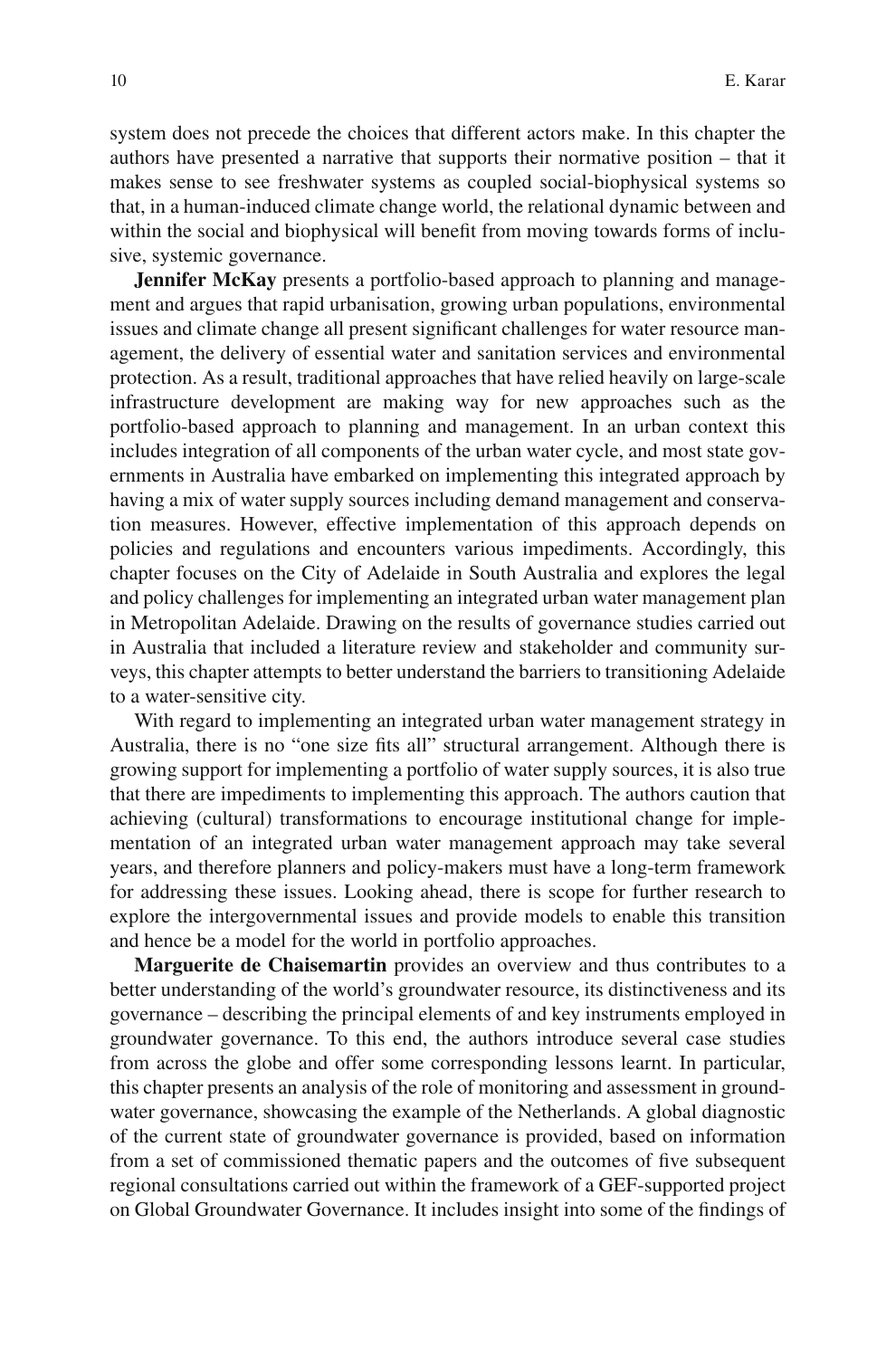system does not precede the choices that different actors make. In this chapter the authors have presented a narrative that supports their normative position – that it makes sense to see freshwater systems as coupled social-biophysical systems so that, in a human-induced climate change world, the relational dynamic between and within the social and biophysical will benefit from moving towards forms of inclusive, systemic governance.

**Jennifer McKay** presents a portfolio-based approach to planning and management and argues that rapid urbanisation, growing urban populations, environmental issues and climate change all present significant challenges for water resource management, the delivery of essential water and sanitation services and environmental protection. As a result, traditional approaches that have relied heavily on large-scale infrastructure development are making way for new approaches such as the portfolio-based approach to planning and management. In an urban context this includes integration of all components of the urban water cycle, and most state governments in Australia have embarked on implementing this integrated approach by having a mix of water supply sources including demand management and conservation measures. However, effective implementation of this approach depends on policies and regulations and encounters various impediments. Accordingly, this chapter focuses on the City of Adelaide in South Australia and explores the legal and policy challenges for implementing an integrated urban water management plan in Metropolitan Adelaide. Drawing on the results of governance studies carried out in Australia that included a literature review and stakeholder and community surveys, this chapter attempts to better understand the barriers to transitioning Adelaide to a water-sensitive city.

With regard to implementing an integrated urban water management strategy in Australia, there is no "one size fits all" structural arrangement. Although there is growing support for implementing a portfolio of water supply sources, it is also true that there are impediments to implementing this approach. The authors caution that achieving (cultural) transformations to encourage institutional change for implementation of an integrated urban water management approach may take several years, and therefore planners and policy-makers must have a long-term framework for addressing these issues. Looking ahead, there is scope for further research to explore the intergovernmental issues and provide models to enable this transition and hence be a model for the world in portfolio approaches.

**Marguerite de Chaisemartin** provides an overview and thus contributes to a better understanding of the world's groundwater resource, its distinctiveness and its governance – describing the principal elements of and key instruments employed in groundwater governance. To this end, the authors introduce several case studies from across the globe and offer some corresponding lessons learnt. In particular, this chapter presents an analysis of the role of monitoring and assessment in groundwater governance, showcasing the example of the Netherlands. A global diagnostic of the current state of groundwater governance is provided, based on information from a set of commissioned thematic papers and the outcomes of five subsequent regional consultations carried out within the framework of a GEF-supported project on Global Groundwater Governance. It includes insight into some of the findings of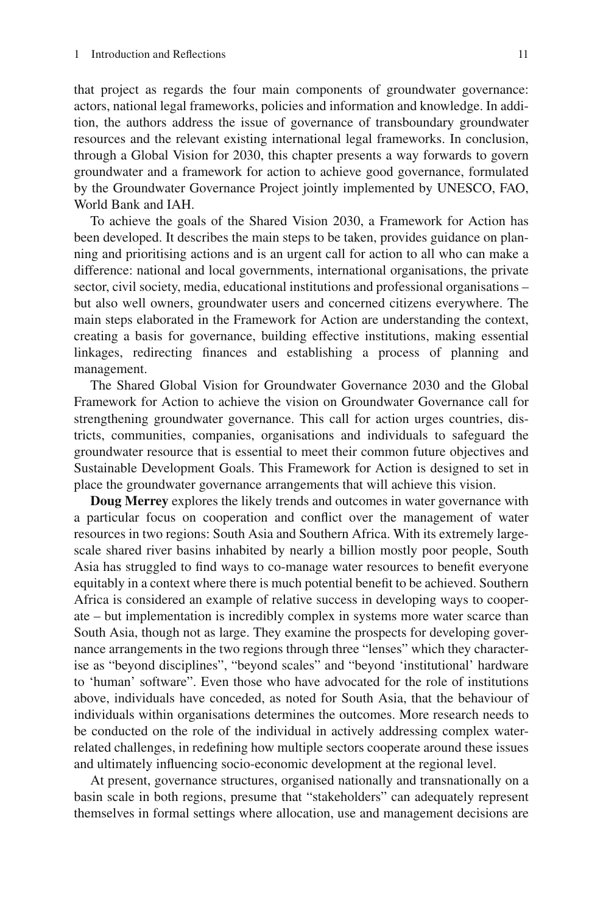that project as regards the four main components of groundwater governance: actors, national legal frameworks, policies and information and knowledge. In addition, the authors address the issue of governance of transboundary groundwater resources and the relevant existing international legal frameworks. In conclusion, through a Global Vision for 2030, this chapter presents a way forwards to govern groundwater and a framework for action to achieve good governance, formulated by the Groundwater Governance Project jointly implemented by UNESCO, FAO, World Bank and IAH.

To achieve the goals of the Shared Vision 2030, a Framework for Action has been developed. It describes the main steps to be taken, provides guidance on planning and prioritising actions and is an urgent call for action to all who can make a difference: national and local governments, international organisations, the private sector, civil society, media, educational institutions and professional organisations – but also well owners, groundwater users and concerned citizens everywhere. The main steps elaborated in the Framework for Action are understanding the context, creating a basis for governance, building effective institutions, making essential linkages, redirecting finances and establishing a process of planning and management.

The Shared Global Vision for Groundwater Governance 2030 and the Global Framework for Action to achieve the vision on Groundwater Governance call for strengthening groundwater governance. This call for action urges countries, districts, communities, companies, organisations and individuals to safeguard the groundwater resource that is essential to meet their common future objectives and Sustainable Development Goals. This Framework for Action is designed to set in place the groundwater governance arrangements that will achieve this vision.

**Doug Merrey** explores the likely trends and outcomes in water governance with a particular focus on cooperation and conflict over the management of water resources in two regions: South Asia and Southern Africa. With its extremely large-scale shared river basins inhabited by nearly a billion mostly poor people, South Asia has struggled to find ways to co-manage water resources to benefit everyone equitably in a context where there is much potential benefit to be achieved. Southern Africa is considered an example of relative success in developing ways to cooperate – but implementation is incredibly complex in systems more water scarce than South Asia, though not as large. They examine the prospects for developing governance arrangements in the two regions through three "lenses" which they characterise as "beyond disciplines", "beyond scales" and "beyond 'institutional' hardware to 'human' software". Even those who have advocated for the role of institutions above, individuals have conceded, as noted for South Asia, that the behaviour of individuals within organisations determines the outcomes. More research needs to be conducted on the role of the individual in actively addressing complex water-related challenges, in redefining how multiple sectors cooperate around these issues and ultimately influencing socio-economic development at the regional level.

At present, governance structures, organised nationally and transnationally on a basin scale in both regions, presume that "stakeholders" can adequately represent themselves in formal settings where allocation, use and management decisions are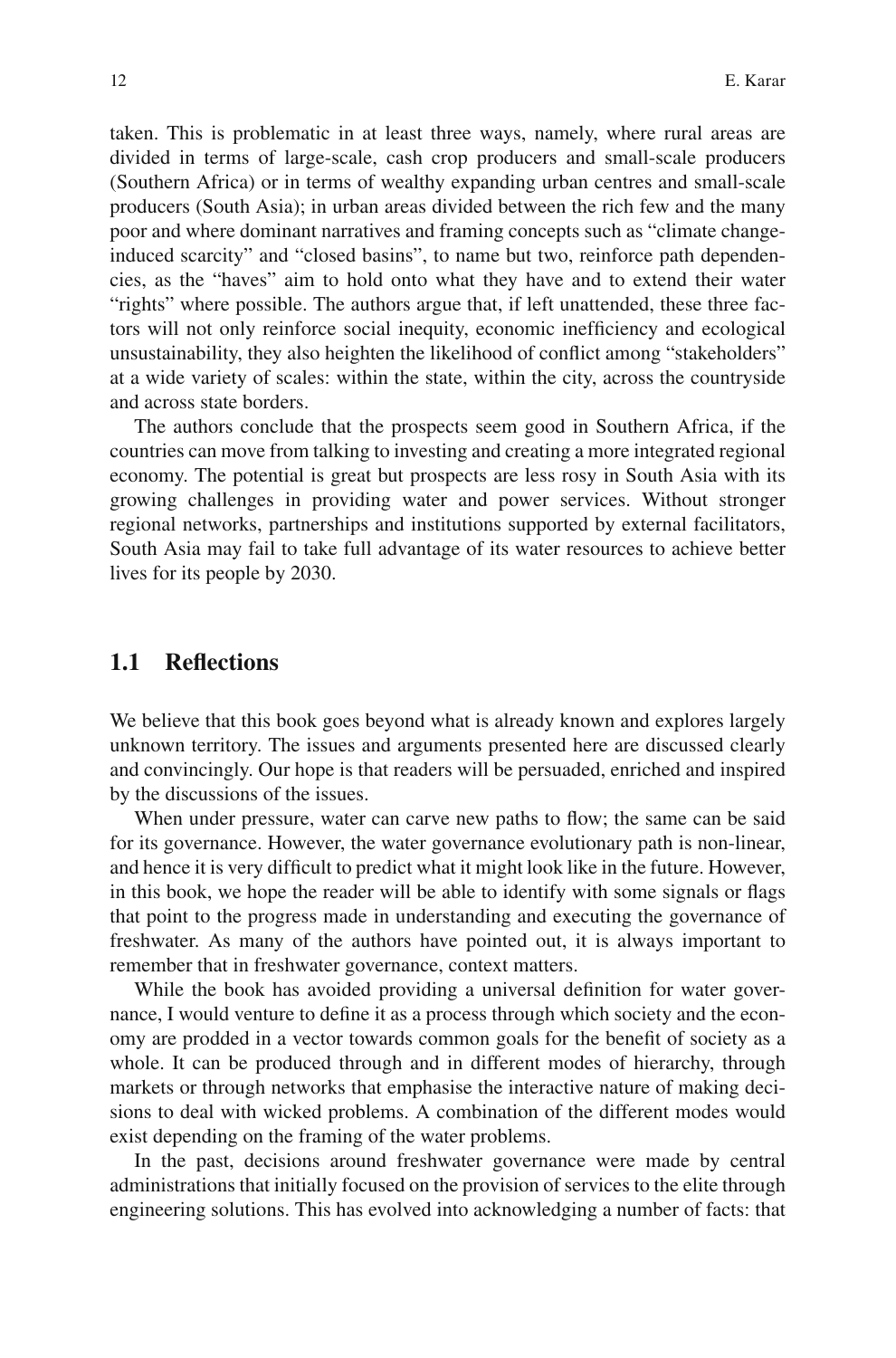taken. This is problematic in at least three ways, namely, where rural areas are divided in terms of large-scale, cash crop producers and small-scale producers (Southern Africa) or in terms of wealthy expanding urban centres and small-scale producers (South Asia); in urban areas divided between the rich few and the many poor and where dominant narratives and framing concepts such as "climate change-induced scarcity" and "closed basins", to name but two, reinforce path dependencies, as the "haves" aim to hold onto what they have and to extend their water "rights" where possible. The authors argue that, if left unattended, these three factors will not only reinforce social inequity, economic inefficiency and ecological unsustainability, they also heighten the likelihood of conflict among "stakeholders" at a wide variety of scales: within the state, within the city, across the countryside and across state borders.

The authors conclude that the prospects seem good in Southern Africa, if the countries can move from talking to investing and creating a more integrated regional economy. The potential is great but prospects are less rosy in South Asia with its growing challenges in providing water and power services. Without stronger regional networks, partnerships and institutions supported by external facilitators, South Asia may fail to take full advantage of its water resources to achieve better lives for its people by 2030.

## 1.1 Reflections

We believe that this book goes beyond what is already known and explores largely unknown territory. The issues and arguments presented here are discussed clearly and convincingly. Our hope is that readers will be persuaded, enriched and inspired by the discussions of the issues.

When under pressure, water can carve new paths to flow; the same can be said for its governance. However, the water governance evolutionary path is non-linear, and hence it is very difficult to predict what it might look like in the future. However, in this book, we hope the reader will be able to identify with some signals or flags that point to the progress made in understanding and executing the governance of freshwater. As many of the authors have pointed out, it is always important to remember that in freshwater governance, context matters.

While the book has avoided providing a universal definition for water governance, I would venture to define it as a process through which society and the economy are prodded in a vector towards common goals for the benefit of society as a whole. It can be produced through and in different modes of hierarchy, through markets or through networks that emphasise the interactive nature of making decisions to deal with wicked problems. A combination of the different modes would exist depending on the framing of the water problems.

In the past, decisions around freshwater governance were made by central administrations that initially focused on the provision of services to the elite through engineering solutions. This has evolved into acknowledging a number of facts: that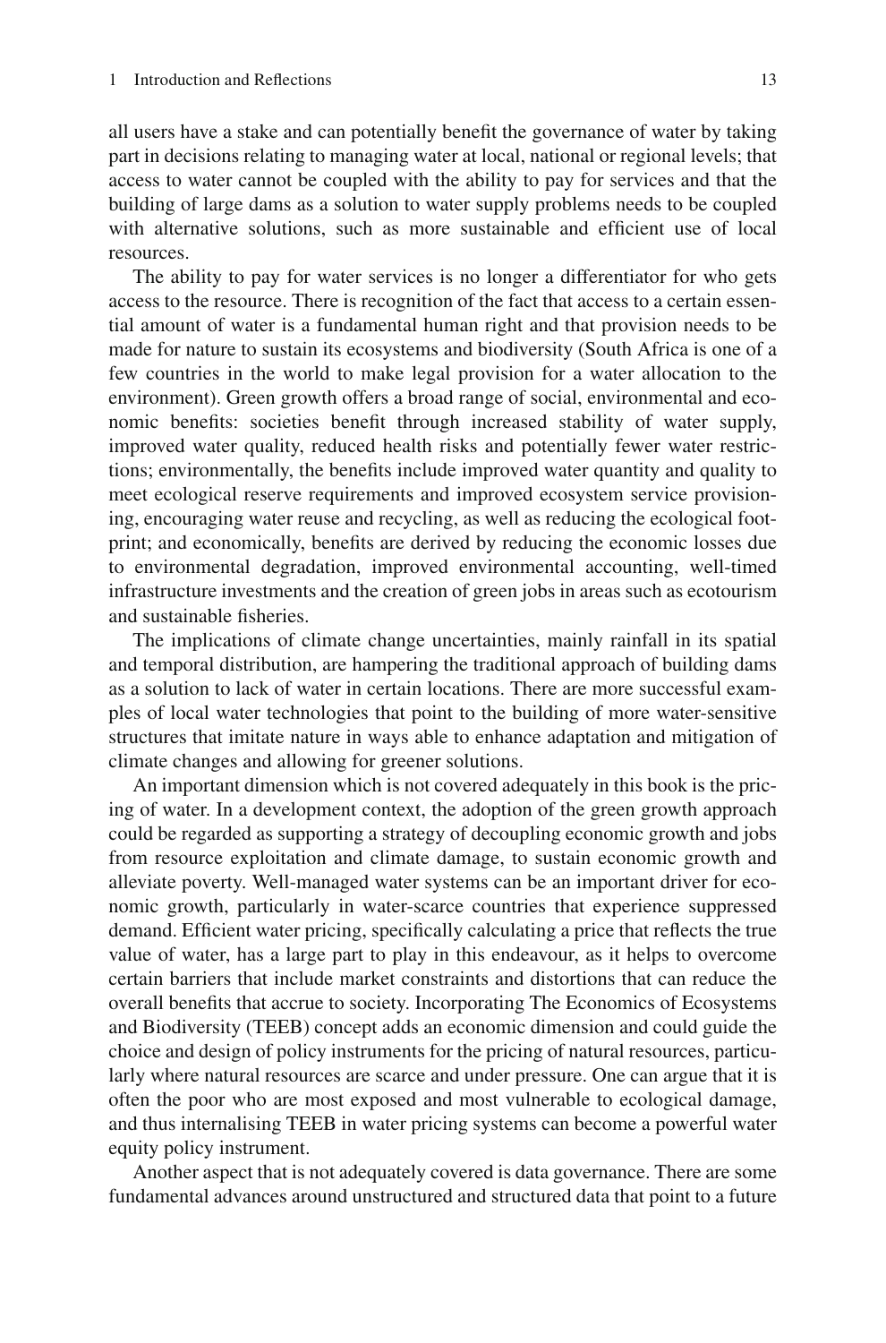all users have a stake and can potentially benefit the governance of water by taking part in decisions relating to managing water at local, national or regional levels; that access to water cannot be coupled with the ability to pay for services and that the building of large dams as a solution to water supply problems needs to be coupled with alternative solutions, such as more sustainable and efficient use of local resources.

The ability to pay for water services is no longer a differentiator for who gets access to the resource. There is recognition of the fact that access to a certain essential amount of water is a fundamental human right and that provision needs to be made for nature to sustain its ecosystems and biodiversity (South Africa is one of a few countries in the world to make legal provision for a water allocation to the environment). Green growth offers a broad range of social, environmental and economic benefits: societies benefit through increased stability of water supply, improved water quality, reduced health risks and potentially fewer water restrictions; environmentally, the benefits include improved water quantity and quality to meet ecological reserve requirements and improved ecosystem service provisioning, encouraging water reuse and recycling, as well as reducing the ecological footprint; and economically, benefits are derived by reducing the economic losses due to environmental degradation, improved environmental accounting, well-timed infrastructure investments and the creation of green jobs in areas such as ecotourism and sustainable fisheries.

The implications of climate change uncertainties, mainly rainfall in its spatial and temporal distribution, are hampering the traditional approach of building dams as a solution to lack of water in certain locations. There are more successful examples of local water technologies that point to the building of more water-sensitive structures that imitate nature in ways able to enhance adaptation and mitigation of climate changes and allowing for greener solutions.

An important dimension which is not covered adequately in this book is the pricing of water. In a development context, the adoption of the green growth approach could be regarded as supporting a strategy of decoupling economic growth and jobs from resource exploitation and climate damage, to sustain economic growth and alleviate poverty. Well-managed water systems can be an important driver for economic growth, particularly in water-scarce countries that experience suppressed demand. Efficient water pricing, specifically calculating a price that reflects the true value of water, has a large part to play in this endeavour, as it helps to overcome certain barriers that include market constraints and distortions that can reduce the overall benefits that accrue to society. Incorporating The Economics of Ecosystems and Biodiversity (TEEB) concept adds an economic dimension and could guide the choice and design of policy instruments for the pricing of natural resources, particularly where natural resources are scarce and under pressure. One can argue that it is often the poor who are most exposed and most vulnerable to ecological damage, and thus internalising TEEB in water pricing systems can become a powerful water equity policy instrument.

Another aspect that is not adequately covered is data governance. There are some fundamental advances around unstructured and structured data that point to a future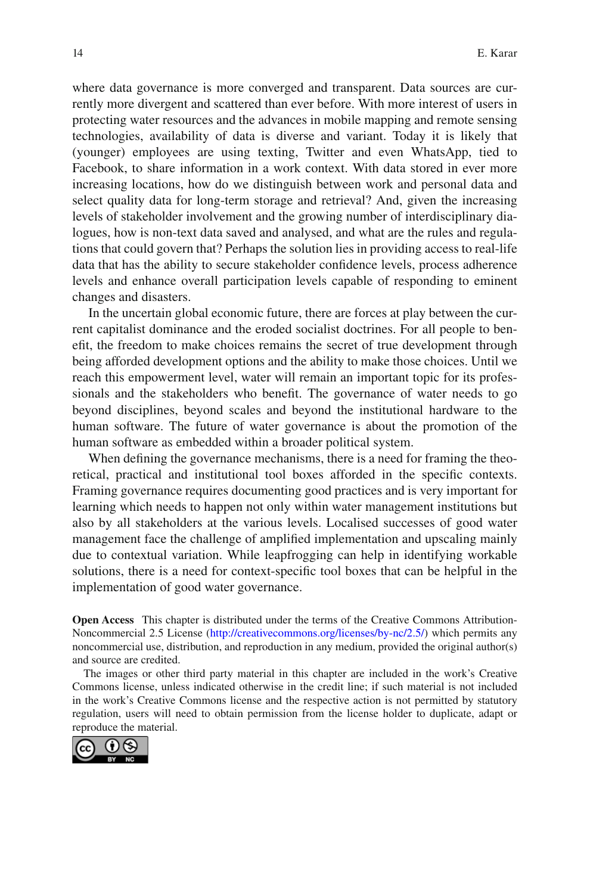where data governance is more converged and transparent. Data sources are currently more divergent and scattered than ever before. With more interest of users in protecting water resources and the advances in mobile mapping and remote sensing technologies, availability of data is diverse and variant. Today it is likely that (younger) employees are using texting, Twitter and even WhatsApp, tied to Facebook, to share information in a work context. With data stored in ever more increasing locations, how do we distinguish between work and personal data and select quality data for long-term storage and retrieval? And, given the increasing levels of stakeholder involvement and the growing number of interdisciplinary dialogues, how is non-text data saved and analysed, and what are the rules and regulations that could govern that? Perhaps the solution lies in providing access to real-life data that has the ability to secure stakeholder confidence levels, process adherence levels and enhance overall participation levels capable of responding to eminent changes and disasters.

In the uncertain global economic future, there are forces at play between the current capitalist dominance and the eroded socialist doctrines. For all people to benefit, the freedom to make choices remains the secret of true development through being afforded development options and the ability to make those choices. Until we reach this empowerment level, water will remain an important topic for its professionals and the stakeholders who benefit. The governance of water needs to go beyond disciplines, beyond scales and beyond the institutional hardware to the human software. The future of water governance is about the promotion of the human software as embedded within a broader political system.

When defining the governance mechanisms, there is a need for framing the theoretical, practical and institutional tool boxes afforded in the specific contexts. Framing governance requires documenting good practices and is very important for learning which needs to happen not only within water management institutions but also by all stakeholders at the various levels. Localised successes of good water management face the challenge of amplified implementation and upscaling mainly due to contextual variation. While leapfrogging can help in identifying workable solutions, there is a need for context-specific tool boxes that can be helpful in the implementation of good water governance.

**Open Access** This chapter is distributed under the terms of the Creative Commons Attribution-Noncommercial 2.5 License (http://creativecommons.org/licenses/by-nc/2.5/) which permits any noncommercial use, distribution, and reproduction in any medium, provided the original author(s) and source are credited.

The images or other third party material in this chapter are included in the work's Creative Commons license, unless indicated otherwise in the credit line; if such material is not included in the work's Creative Commons license and the respective action is not permitted by statutory regulation, users will need to obtain permission from the license holder to duplicate, adapt or reproduce the material.